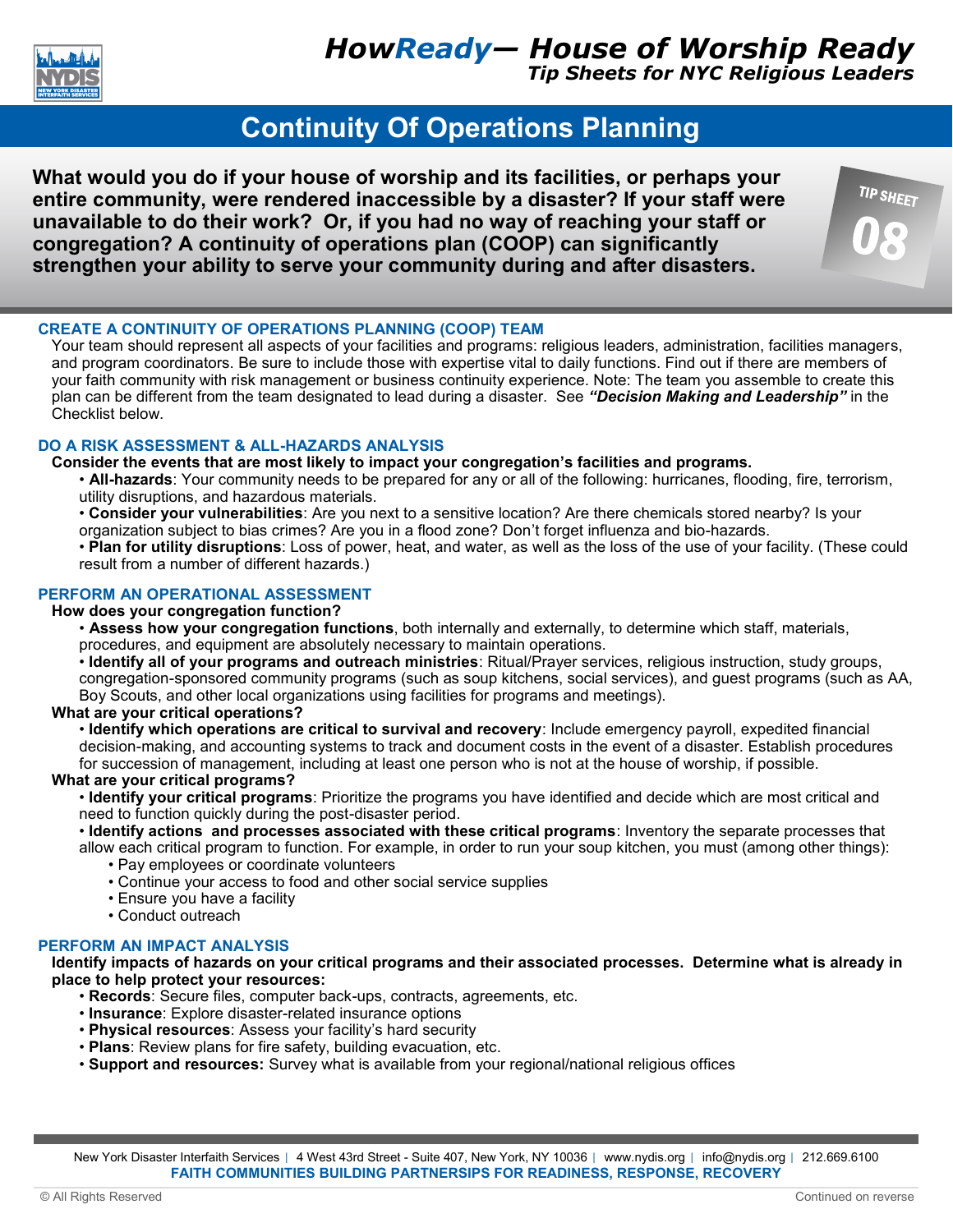# *HowReady*— House of Worship Ready

*Tip Sheets for NYC Religious Leaders*

## Continuity Of Operations Planning

TIP SHEET 08

**What would you do if your house of worship and its facilities, or perhaps your entire community, were rendered inaccessible by a disaster? If your staff were unavailable to do their work? Or, if you had no way of reaching your staff or congregation? A continuity of operations plan (COOP) can significantly strengthen your ability to serve your community during and after disasters.**

### CREATE A CONTINUITY OF OPERATIONS PLANNING (COOP) TEAM

Your team should represent all aspects of your facilities and programs: religious leaders, administration, facilities managers, and program coordinators. Be sure to include those with expertise vital to daily functions. Find out if there are members of your faith community with risk management or business continuity experience. Note: The team you assemble to create this plan can be different from the team designated to lead during a disaster. See ***"Decision Making and Leadership"*** in the Checklist below.

### DO A RISK ASSESSMENT & ALL-HAZARDS ANALYSIS

**Consider the events that are most likely to impact your congregation's facilities and programs.**

- **All-hazards**: Your community needs to be prepared for any or all of the following: hurricanes, flooding, fire, terrorism, utility disruptions, and hazardous materials.
- **Consider your vulnerabilities**: Are you next to a sensitive location? Are there chemicals stored nearby? Is your organization subject to bias crimes? Are you in a flood zone? Don't forget influenza and bio-hazards.
- **Plan for utility disruptions**: Loss of power, heat, and water, as well as the loss of the use of your facility. (These could result from a number of different hazards.)

### PERFORM AN OPERATIONAL ASSESSMENT

**How does your congregation function?**

- **Assess how your congregation functions**, both internally and externally, to determine which staff, materials, procedures, and equipment are absolutely necessary to maintain operations.
- **Identify all of your programs and outreach ministries**: Ritual/Prayer services, religious instruction, study groups, congregation-sponsored community programs (such as soup kitchens, social services), and guest programs (such as AA, Boy Scouts, and other local organizations using facilities for programs and meetings).

**What are your critical operations?**

- **Identify which operations are critical to survival and recovery**: Include emergency payroll, expedited financial decision-making, and accounting systems to track and document costs in the event of a disaster. Establish procedures for succession of management, including at least one person who is not at the house of worship, if possible.

**What are your critical programs?**

- **Identify your critical programs**: Prioritize the programs you have identified and decide which are most critical and need to function quickly during the post-disaster period.
- **Identify actions and processes associated with these critical programs**: Inventory the separate processes that allow each critical program to function. For example, in order to run your soup kitchen, you must (among other things):
  - Pay employees or coordinate volunteers
  - Continue your access to food and other social service supplies
  - Ensure you have a facility
  - Conduct outreach

### PERFORM AN IMPACT ANALYSIS

**Identify impacts of hazards on your critical programs and their associated processes. Determine what is already in place to help protect your resources:**

- **Records**: Secure files, computer back-ups, contracts, agreements, etc.
- **Insurance**: Explore disaster-related insurance options
- **Physical resources**: Assess your facility's hard security
- **Plans**: Review plans for fire safety, building evacuation, etc.
- **Support and resources:** Survey what is available from your regional/national religious offices

New York Disaster Interfaith Services | 4 West 43rd Street - Suite 407, New York, NY 10036 | www.nydis.org | info@nydis.org | 212.669.6100

**FAITH COMMUNITIES BUILDING PARTNERSHIPS FOR READINESS, RESPONSE, RECOVERY**

© All Rights Reserved

Continued on reverse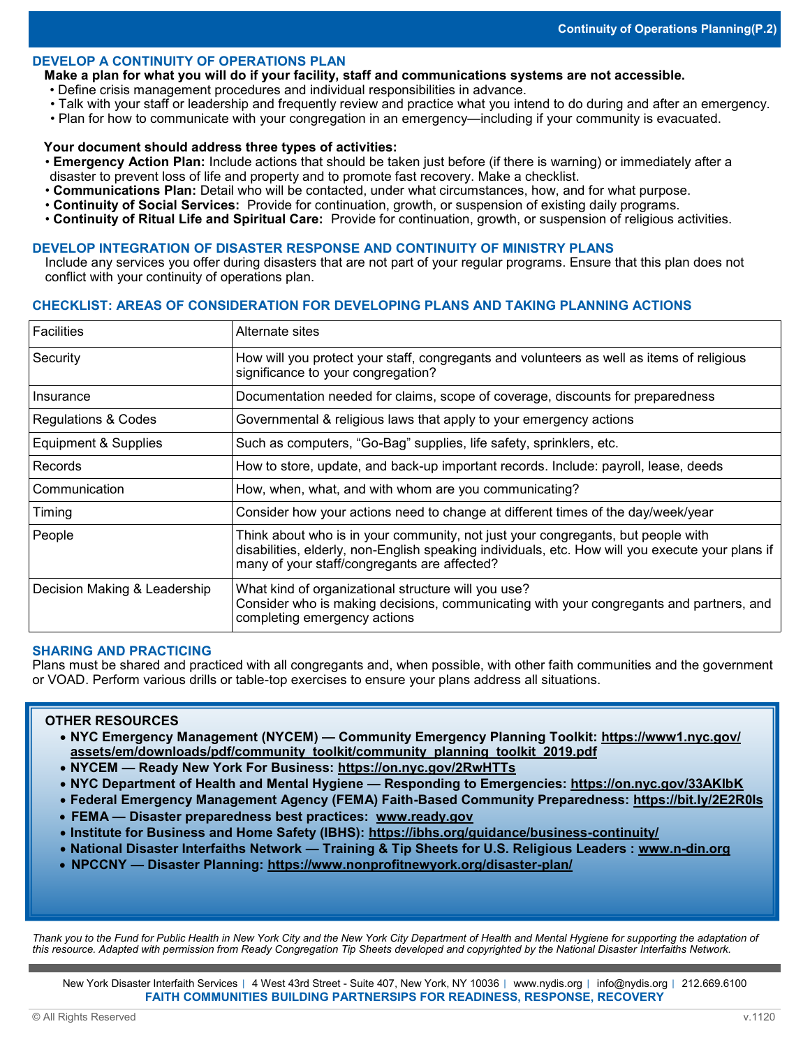## DEVELOP A CONTINUITY OF OPERATIONS PLAN

**Make a plan for what you will do if your facility, staff and communications systems are not accessible.**

- Define crisis management procedures and individual responsibilities in advance.
- Talk with your staff or leadership and frequently review and practice what you intend to do during and after an emergency.
- Plan for how to communicate with your congregation in an emergency—including if your community is evacuated.

**Your document should address three types of activities:**

- **Emergency Action Plan:** Include actions that should be taken just before (if there is warning) or immediately after a disaster to prevent loss of life and property and to promote fast recovery. Make a checklist.
- **Communications Plan:** Detail who will be contacted, under what circumstances, how, and for what purpose.
- **Continuity of Social Services:** Provide for continuation, growth, or suspension of existing daily programs.
- **Continuity of Ritual Life and Spiritual Care:** Provide for continuation, growth, or suspension of religious activities.

## DEVELOP INTEGRATION OF DISASTER RESPONSE AND CONTINUITY OF MINISTRY PLANS

Include any services you offer during disasters that are not part of your regular programs. Ensure that this plan does not conflict with your continuity of operations plan.

## CHECKLIST: AREAS OF CONSIDERATION FOR DEVELOPING PLANS AND TAKING PLANNING ACTIONS

| | |
|---|---|
| Facilities | Alternate sites |
| Security | How will you protect your staff, congregants and volunteers as well as items of religious significance to your congregation? |
| Insurance | Documentation needed for claims, scope of coverage, discounts for preparedness |
| Regulations & Codes | Governmental & religious laws that apply to your emergency actions |
| Equipment & Supplies | Such as computers, "Go-Bag" supplies, life safety, sprinklers, etc. |
| Records | How to store, update, and back-up important records. Include: payroll, lease, deeds |
| Communication | How, when, what, and with whom are you communicating? |
| Timing | Consider how your actions need to change at different times of the day/week/year |
| People | Think about who is in your community, not just your congregants, but people with disabilities, elderly, non-English speaking individuals, etc. How will you execute your plans if many of your staff/congregants are affected? |
| Decision Making & Leadership | What kind of organizational structure will you use? Consider who is making decisions, communicating with your congregants and partners, and completing emergency actions |

## SHARING AND PRACTICING

Plans must be shared and practiced with all congregants and, when possible, with other faith communities and the government or VOAD. Perform various drills or table-top exercises to ensure your plans address all situations.

### OTHER RESOURCES

- **NYC Emergency Management (NYCEM) — Community Emergency Planning Toolkit: https://www1.nyc.gov/assets/em/downloads/pdf/community_toolkit/community_planning_toolkit_2019.pdf**
- **NYCEM — Ready New York For Business: https://on.nyc.gov/2RwHTTs**
- **NYC Department of Health and Mental Hygiene — Responding to Emergencies: https://on.nyc.gov/33AKIbK**
- **Federal Emergency Management Agency (FEMA) Faith-Based Community Preparedness: https://bit.ly/2E2R0ls**
- **FEMA — Disaster preparedness best practices: www.ready.gov**
- **Institute for Business and Home Safety (IBHS): https://ibhs.org/guidance/business-continuity/**
- **National Disaster Interfaiths Network — Training & Tip Sheets for U.S. Religious Leaders : www.n-din.org**
- **NPCCNY — Disaster Planning: https://www.nonprofitnewyork.org/disaster-plan/**

*Thank you to the Fund for Public Health in New York City and the New York City Department of Health and Mental Hygiene for supporting the adaptation of this resource. Adapted with permission from Ready Congregation Tip Sheets developed and copyrighted by the National Disaster Interfaiths Network.*

New York Disaster Interfaith Services | 4 West 43rd Street - Suite 407, New York, NY 10036 | www.nydis.org | info@nydis.org | 212.669.6100

**FAITH COMMUNITIES BUILDING PARTNERSIPS FOR READINESS, RESPONSE, RECOVERY**

© All Rights Reserved v.1120